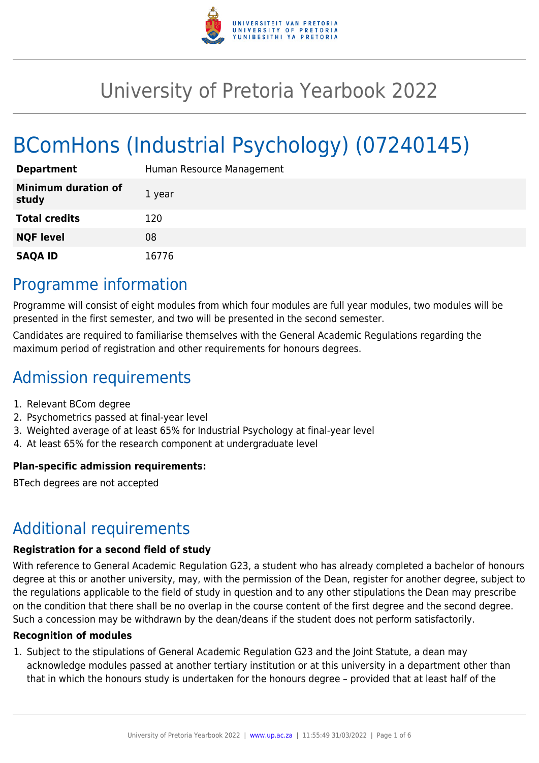# University of Pretoria Yearbook 2022

# BComHons (Industrial Psychology) (07240145)

| | |
|---|---|
| **Department** | Human Resource Management |
| **Minimum duration of study** | 1 year |
| **Total credits** | 120 |
| **NQF level** | 08 |
| **SAQA ID** | 16776 |

## Programme information

Programme will consist of eight modules from which four modules are full year modules, two modules will be presented in the first semester, and two will be presented in the second semester.

Candidates are required to familiarise themselves with the General Academic Regulations regarding the maximum period of registration and other requirements for honours degrees.

## Admission requirements

1. Relevant BCom degree
2. Psychometrics passed at final-year level
3. Weighted average of at least 65% for Industrial Psychology at final-year level
4. At least 65% for the research component at undergraduate level

**Plan-specific admission requirements:**

BTech degrees are not accepted

## Additional requirements

**Registration for a second field of study**

With reference to General Academic Regulation G23, a student who has already completed a bachelor of honours degree at this or another university, may, with the permission of the Dean, register for another degree, subject to the regulations applicable to the field of study in question and to any other stipulations the Dean may prescribe on the condition that there shall be no overlap in the course content of the first degree and the second degree. Such a concession may be withdrawn by the dean/deans if the student does not perform satisfactorily.

**Recognition of modules**

1. Subject to the stipulations of General Academic Regulation G23 and the Joint Statute, a dean may acknowledge modules passed at another tertiary institution or at this university in a department other than that in which the honours study is undertaken for the honours degree – provided that at least half of the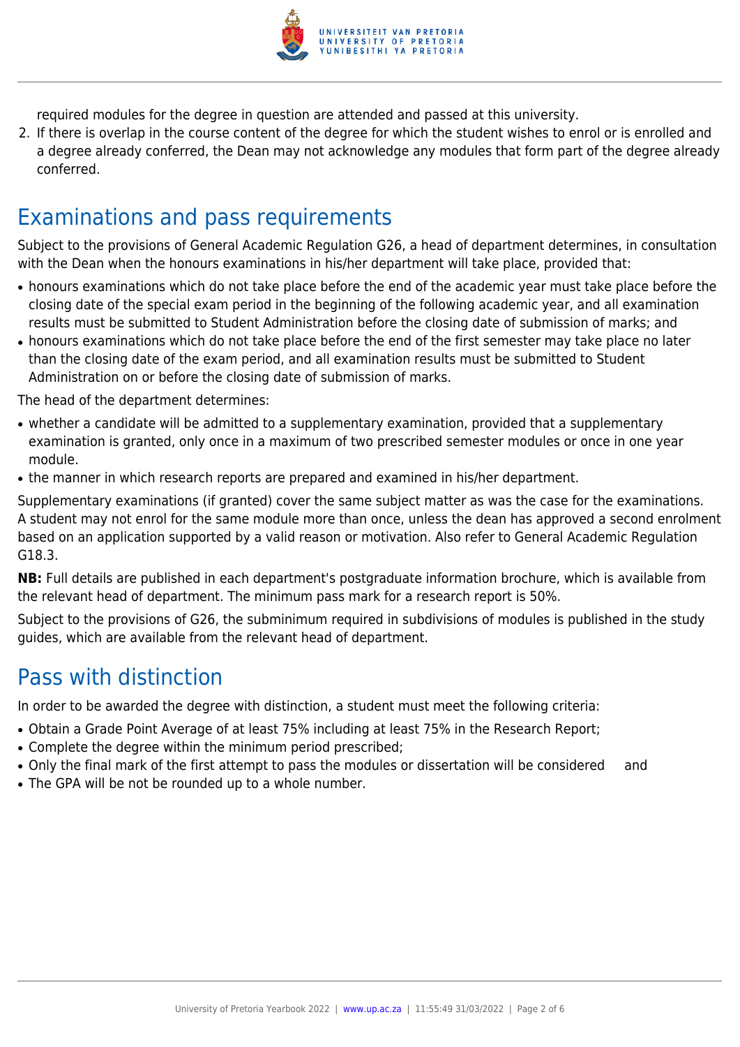required modules for the degree in question are attended and passed at this university.

2. If there is overlap in the course content of the degree for which the student wishes to enrol or is enrolled and a degree already conferred, the Dean may not acknowledge any modules that form part of the degree already conferred.

## Examinations and pass requirements

Subject to the provisions of General Academic Regulation G26, a head of department determines, in consultation with the Dean when the honours examinations in his/her department will take place, provided that:

- honours examinations which do not take place before the end of the academic year must take place before the closing date of the special exam period in the beginning of the following academic year, and all examination results must be submitted to Student Administration before the closing date of submission of marks; and
- honours examinations which do not take place before the end of the first semester may take place no later than the closing date of the exam period, and all examination results must be submitted to Student Administration on or before the closing date of submission of marks.

The head of the department determines:

- whether a candidate will be admitted to a supplementary examination, provided that a supplementary examination is granted, only once in a maximum of two prescribed semester modules or once in one year module.
- the manner in which research reports are prepared and examined in his/her department.

Supplementary examinations (if granted) cover the same subject matter as was the case for the examinations. A student may not enrol for the same module more than once, unless the dean has approved a second enrolment based on an application supported by a valid reason or motivation. Also refer to General Academic Regulation G18.3.

**NB:** Full details are published in each department's postgraduate information brochure, which is available from the relevant head of department. The minimum pass mark for a research report is 50%.

Subject to the provisions of G26, the subminimum required in subdivisions of modules is published in the study guides, which are available from the relevant head of department.

## Pass with distinction

In order to be awarded the degree with distinction, a student must meet the following criteria:

- Obtain a Grade Point Average of at least 75% including at least 75% in the Research Report;
- Complete the degree within the minimum period prescribed;
- Only the final mark of the first attempt to pass the modules or dissertation will be considered and
- The GPA will be not be rounded up to a whole number.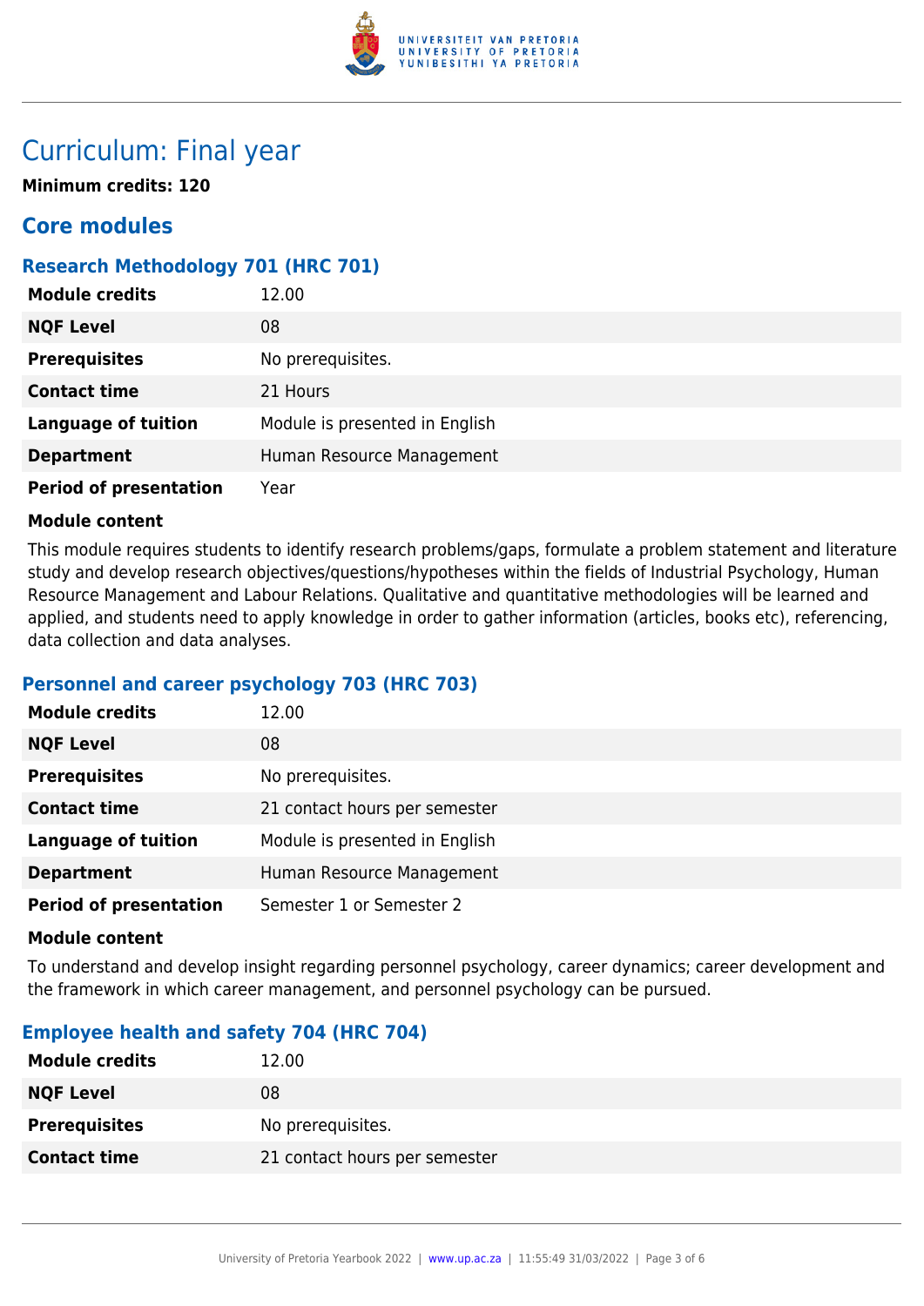# Curriculum: Final year

**Minimum credits: 120**

## Core modules

### Research Methodology 701 (HRC 701)

| | |
|---|---|
| **Module credits** | 12.00 |
| **NQF Level** | 08 |
| **Prerequisites** | No prerequisites. |
| **Contact time** | 21 Hours |
| **Language of tuition** | Module is presented in English |
| **Department** | Human Resource Management |
| **Period of presentation** | Year |

**Module content**

This module requires students to identify research problems/gaps, formulate a problem statement and literature study and develop research objectives/questions/hypotheses within the fields of Industrial Psychology, Human Resource Management and Labour Relations. Qualitative and quantitative methodologies will be learned and applied, and students need to apply knowledge in order to gather information (articles, books etc), referencing, data collection and data analyses.

### Personnel and career psychology 703 (HRC 703)

| | |
|---|---|
| **Module credits** | 12.00 |
| **NQF Level** | 08 |
| **Prerequisites** | No prerequisites. |
| **Contact time** | 21 contact hours per semester |
| **Language of tuition** | Module is presented in English |
| **Department** | Human Resource Management |
| **Period of presentation** | Semester 1 or Semester 2 |

**Module content**

To understand and develop insight regarding personnel psychology, career dynamics; career development and the framework in which career management, and personnel psychology can be pursued.

### Employee health and safety 704 (HRC 704)

| | |
|---|---|
| **Module credits** | 12.00 |
| **NQF Level** | 08 |
| **Prerequisites** | No prerequisites. |
| **Contact time** | 21 contact hours per semester |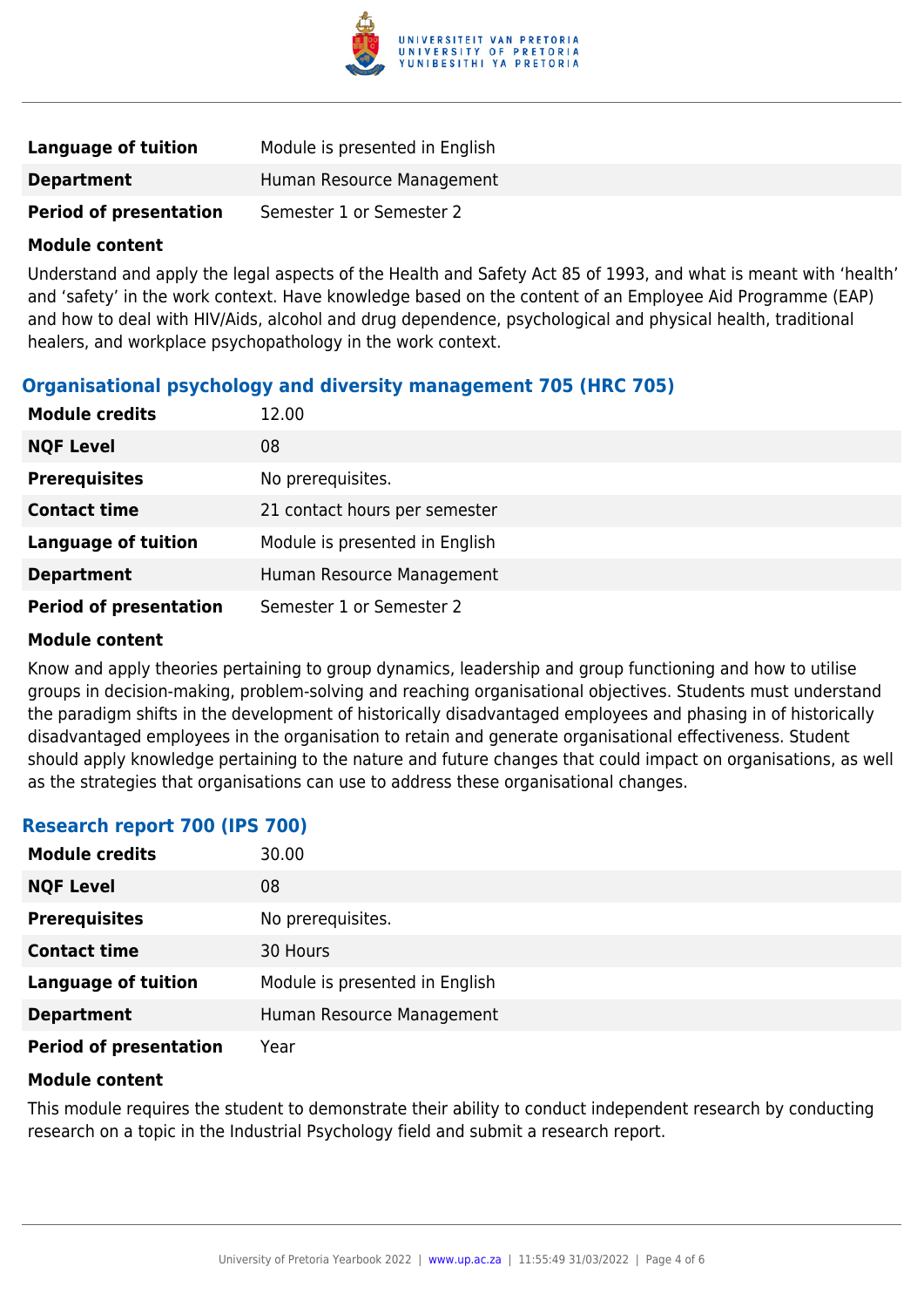| | |
|---|---|
| **Language of tuition** | Module is presented in English |
| **Department** | Human Resource Management |
| **Period of presentation** | Semester 1 or Semester 2 |

**Module content**

Understand and apply the legal aspects of the Health and Safety Act 85 of 1993, and what is meant with 'health' and 'safety' in the work context. Have knowledge based on the content of an Employee Aid Programme (EAP) and how to deal with HIV/Aids, alcohol and drug dependence, psychological and physical health, traditional healers, and workplace psychopathology in the work context.

### Organisational psychology and diversity management 705 (HRC 705)

| | |
|---|---|
| **Module credits** | 12.00 |
| **NQF Level** | 08 |
| **Prerequisites** | No prerequisites. |
| **Contact time** | 21 contact hours per semester |
| **Language of tuition** | Module is presented in English |
| **Department** | Human Resource Management |
| **Period of presentation** | Semester 1 or Semester 2 |

**Module content**

Know and apply theories pertaining to group dynamics, leadership and group functioning and how to utilise groups in decision-making, problem-solving and reaching organisational objectives. Students must understand the paradigm shifts in the development of historically disadvantaged employees and phasing in of historically disadvantaged employees in the organisation to retain and generate organisational effectiveness. Student should apply knowledge pertaining to the nature and future changes that could impact on organisations, as well as the strategies that organisations can use to address these organisational changes.

### Research report 700 (IPS 700)

| | |
|---|---|
| **Module credits** | 30.00 |
| **NQF Level** | 08 |
| **Prerequisites** | No prerequisites. |
| **Contact time** | 30 Hours |
| **Language of tuition** | Module is presented in English |
| **Department** | Human Resource Management |
| **Period of presentation** | Year |

**Module content**

This module requires the student to demonstrate their ability to conduct independent research by conducting research on a topic in the Industrial Psychology field and submit a research report.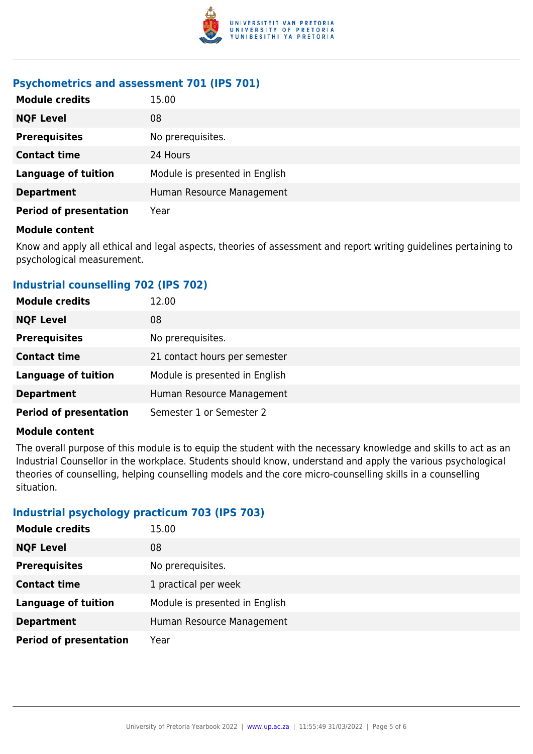### Psychometrics and assessment 701 (IPS 701)

| | |
|---|---|
| **Module credits** | 15.00 |
| **NQF Level** | 08 |
| **Prerequisites** | No prerequisites. |
| **Contact time** | 24 Hours |
| **Language of tuition** | Module is presented in English |
| **Department** | Human Resource Management |
| **Period of presentation** | Year |

**Module content**

Know and apply all ethical and legal aspects, theories of assessment and report writing guidelines pertaining to psychological measurement.

### Industrial counselling 702 (IPS 702)

| | |
|---|---|
| **Module credits** | 12.00 |
| **NQF Level** | 08 |
| **Prerequisites** | No prerequisites. |
| **Contact time** | 21 contact hours per semester |
| **Language of tuition** | Module is presented in English |
| **Department** | Human Resource Management |
| **Period of presentation** | Semester 1 or Semester 2 |

**Module content**

The overall purpose of this module is to equip the student with the necessary knowledge and skills to act as an Industrial Counsellor in the workplace. Students should know, understand and apply the various psychological theories of counselling, helping counselling models and the core micro-counselling skills in a counselling situation.

### Industrial psychology practicum 703 (IPS 703)

| | |
|---|---|
| **Module credits** | 15.00 |
| **NQF Level** | 08 |
| **Prerequisites** | No prerequisites. |
| **Contact time** | 1 practical per week |
| **Language of tuition** | Module is presented in English |
| **Department** | Human Resource Management |
| **Period of presentation** | Year |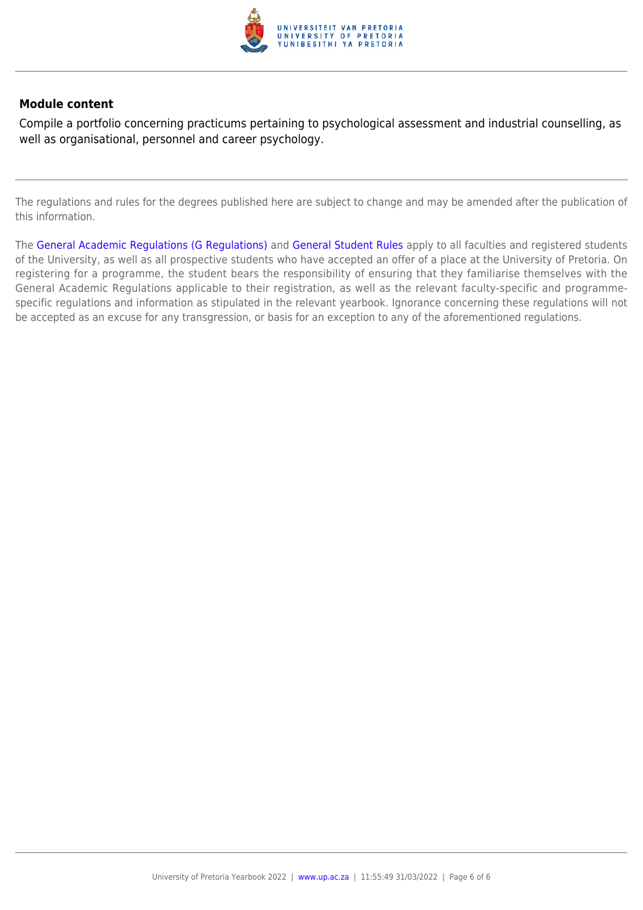### Module content

Compile a portfolio concerning practicums pertaining to psychological assessment and industrial counselling, as well as organisational, personnel and career psychology.

---

The regulations and rules for the degrees published here are subject to change and may be amended after the publication of this information.

The General Academic Regulations (G Regulations) and General Student Rules apply to all faculties and registered students of the University, as well as all prospective students who have accepted an offer of a place at the University of Pretoria. On registering for a programme, the student bears the responsibility of ensuring that they familiarise themselves with the General Academic Regulations applicable to their registration, as well as the relevant faculty-specific and programme-specific regulations and information as stipulated in the relevant yearbook. Ignorance concerning these regulations will not be accepted as an excuse for any transgression, or basis for an exception to any of the aforementioned regulations.